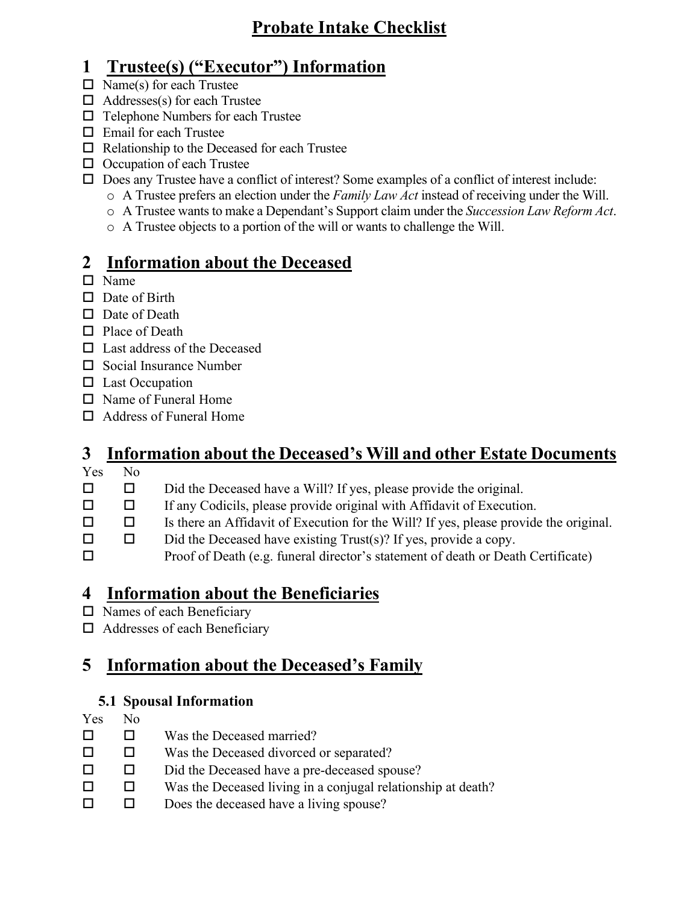# Probate Intake Checklist

## 1 Trustee(s) ("Executor") Information

- ☐ Name(s) for each Trustee
- ☐ Addresses(s) for each Trustee
- ☐ Telephone Numbers for each Trustee
- ☐ Email for each Trustee
- ☐ Relationship to the Deceased for each Trustee
- ☐ Occupation of each Trustee
- ☐ Does any Trustee have a conflict of interest? Some examples of a conflict of interest include:
  - A Trustee prefers an election under the *Family Law Act* instead of receiving under the Will.
  - A Trustee wants to make a Dependant's Support claim under the *Succession Law Reform Act*.
  - A Trustee objects to a portion of the will or wants to challenge the Will.

## 2 Information about the Deceased

- ☐ Name
- ☐ Date of Birth
- ☐ Date of Death
- ☐ Place of Death
- ☐ Last address of the Deceased
- ☐ Social Insurance Number
- ☐ Last Occupation
- ☐ Name of Funeral Home
- ☐ Address of Funeral Home

## 3 Information about the Deceased's Will and other Estate Documents

| Yes | No | |
|---|---|---|
| ☐ | ☐ | Did the Deceased have a Will? If yes, please provide the original. |
| ☐ | ☐ | If any Codicils, please provide original with Affidavit of Execution. |
| ☐ | ☐ | Is there an Affidavit of Execution for the Will? If yes, please provide the original. |
| ☐ | ☐ | Did the Deceased have existing Trust(s)? If yes, provide a copy. |
| ☐ | | Proof of Death (e.g. funeral director's statement of death or Death Certificate) |

## 4 Information about the Beneficiaries

- ☐ Names of each Beneficiary
- ☐ Addresses of each Beneficiary

## 5 Information about the Deceased's Family

### 5.1 Spousal Information

| Yes | No | |
|---|---|---|
| ☐ | ☐ | Was the Deceased married? |
| ☐ | ☐ | Was the Deceased divorced or separated? |
| ☐ | ☐ | Did the Deceased have a pre-deceased spouse? |
| ☐ | ☐ | Was the Deceased living in a conjugal relationship at death? |
| ☐ | ☐ | Does the deceased have a living spouse? |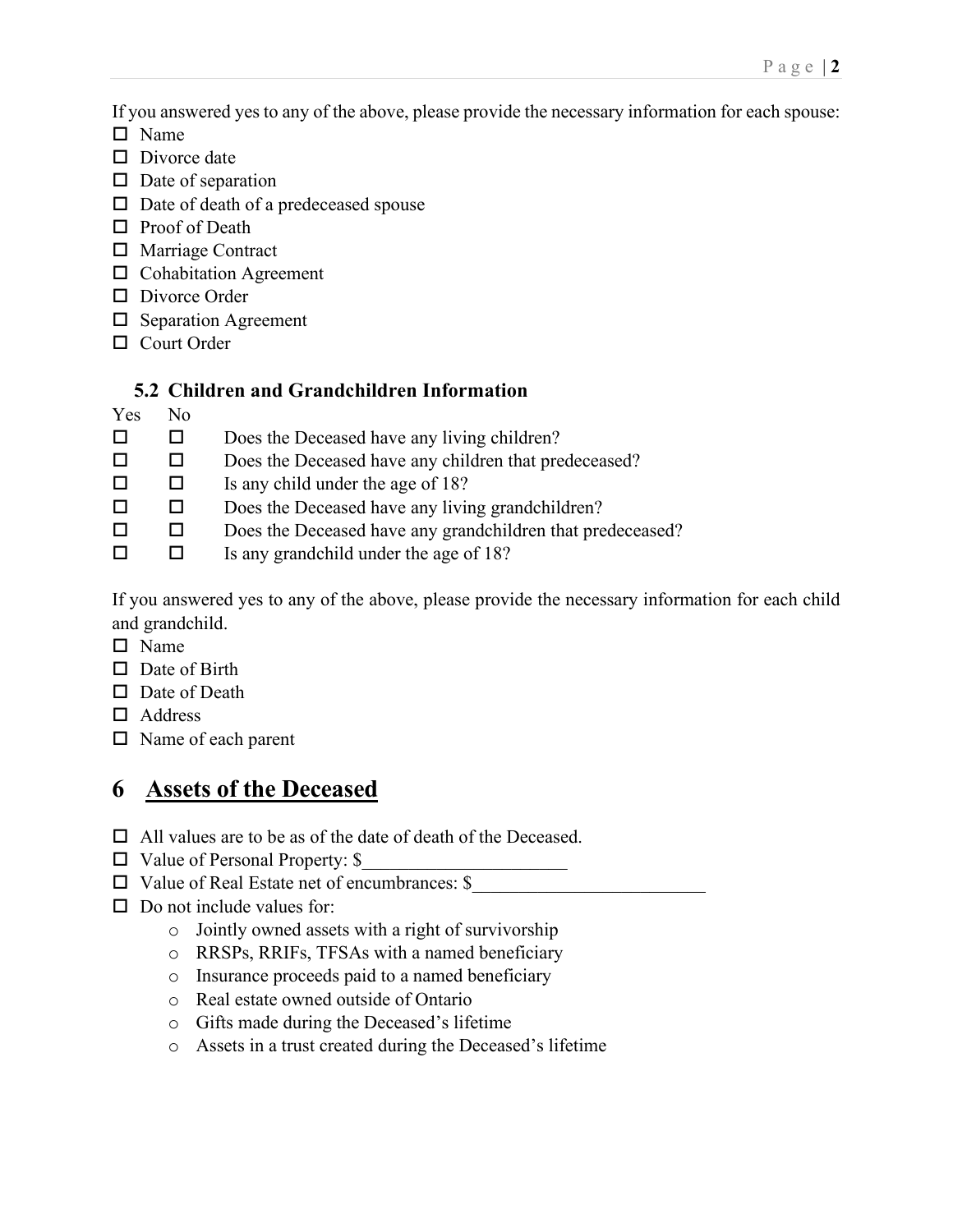If you answered yes to any of the above, please provide the necessary information for each spouse:

- ☐ Name
- ☐ Divorce date
- ☐ Date of separation
- ☐ Date of death of a predeceased spouse
- ☐ Proof of Death
- ☐ Marriage Contract
- ☐ Cohabitation Agreement
- ☐ Divorce Order
- ☐ Separation Agreement
- ☐ Court Order

### 5.2 Children and Grandchildren Information

| Yes | No | |
|---|---|---|
| ☐ | ☐ | Does the Deceased have any living children? |
| ☐ | ☐ | Does the Deceased have any children that predeceased? |
| ☐ | ☐ | Is any child under the age of 18? |
| ☐ | ☐ | Does the Deceased have any living grandchildren? |
| ☐ | ☐ | Does the Deceased have any grandchildren that predeceased? |
| ☐ | ☐ | Is any grandchild under the age of 18? |

If you answered yes to any of the above, please provide the necessary information for each child and grandchild.

- ☐ Name
- ☐ Date of Birth
- ☐ Date of Death
- ☐ Address
- ☐ Name of each parent

# 6 Assets of the Deceased

- ☐ All values are to be as of the date of death of the Deceased.
- ☐ Value of Personal Property: $______________________
- ☐ Value of Real Estate net of encumbrances: $_________________________
- ☐ Do not include values for:
  - Jointly owned assets with a right of survivorship
  - RRSPs, RRIFs, TFSAs with a named beneficiary
  - Insurance proceeds paid to a named beneficiary
  - Real estate owned outside of Ontario
  - Gifts made during the Deceased's lifetime
  - Assets in a trust created during the Deceased's lifetime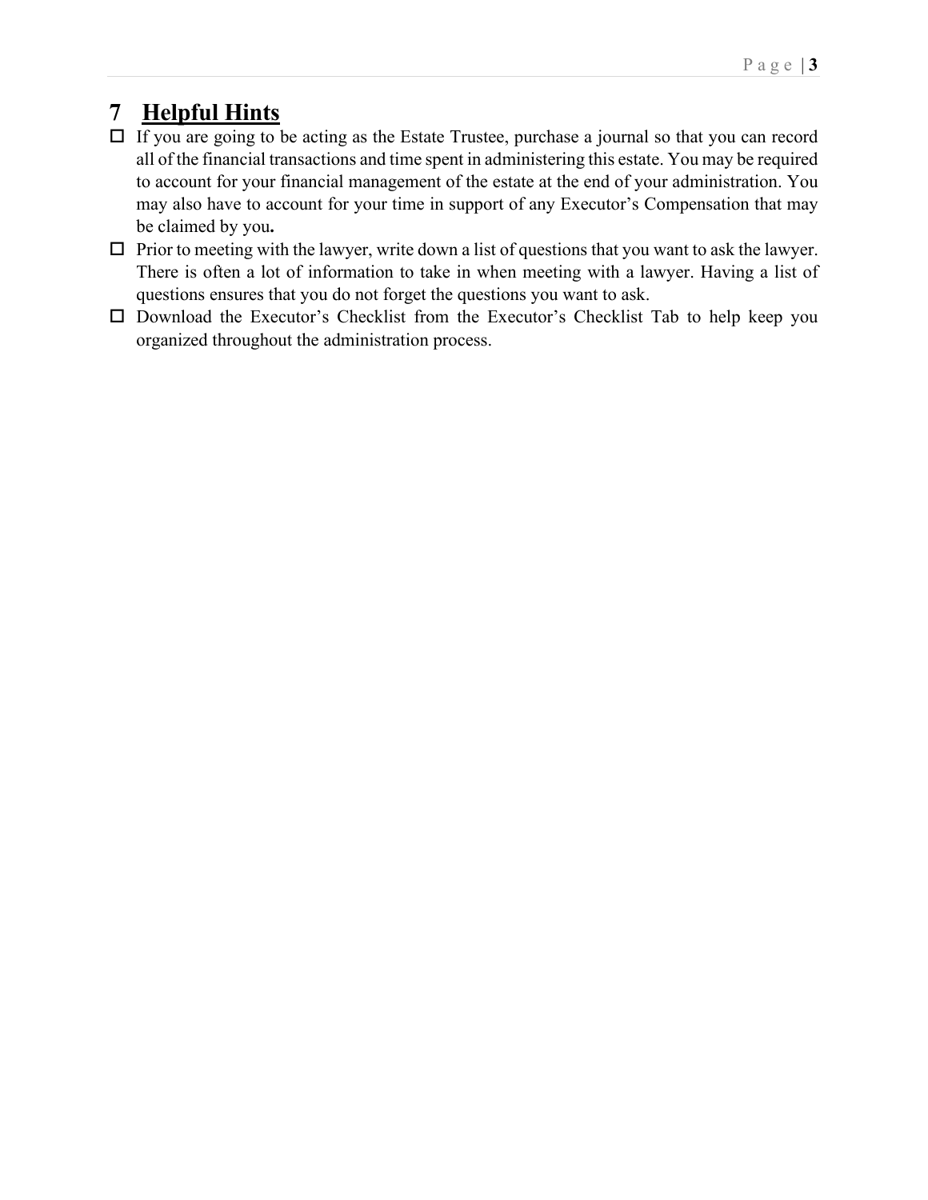# 7 Helpful Hints

- ☐ If you are going to be acting as the Estate Trustee, purchase a journal so that you can record all of the financial transactions and time spent in administering this estate. You may be required to account for your financial management of the estate at the end of your administration. You may also have to account for your time in support of any Executor's Compensation that may be claimed by you.
- ☐ Prior to meeting with the lawyer, write down a list of questions that you want to ask the lawyer. There is often a lot of information to take in when meeting with a lawyer. Having a list of questions ensures that you do not forget the questions you want to ask.
- ☐ Download the Executor's Checklist from the Executor's Checklist Tab to help keep you organized throughout the administration process.